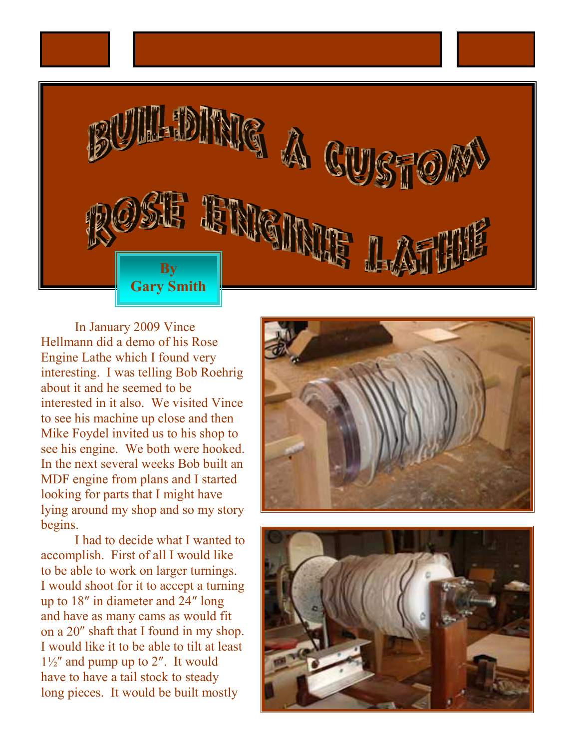# Building a Custom Rose Engine Lathe

**By Gary Smith**

In January 2009 Vince Hellmann did a demo of his Rose Engine Lathe which I found very interesting. I was telling Bob Roehrig about it and he seemed to be interested in it also. We visited Vince to see his machine up close and then Mike Foydel invited us to his shop to see his engine. We both were hooked. In the next several weeks Bob built an MDF engine from plans and I started looking for parts that I might have lying around my shop and so my story begins.

I had to decide what I wanted to accomplish. First of all I would like to be able to work on larger turnings. I would shoot for it to accept a turning up to 18″ in diameter and 24″ long and have as many cams as would fit on a 20″ shaft that I found in my shop. I would like it to be able to tilt at least 1½″ and pump up to 2″. It would have to have a tail stock to steady long pieces. It would be built mostly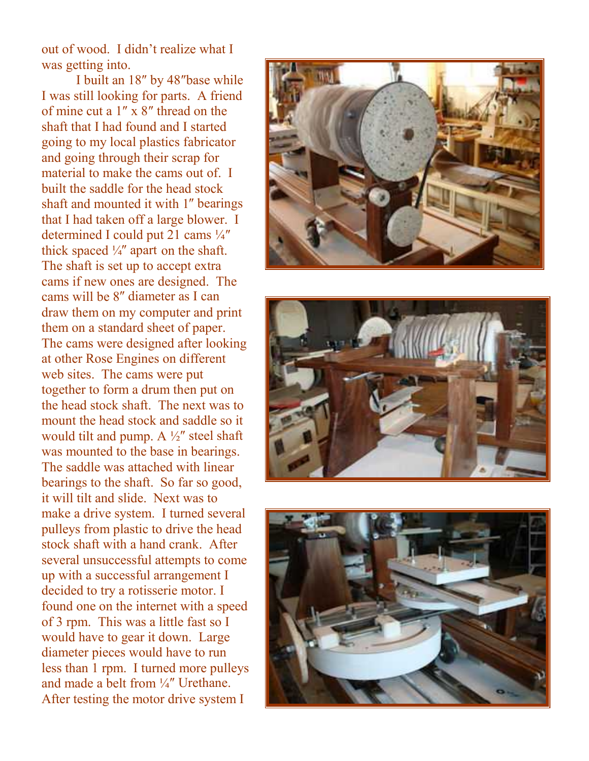out of wood. I didn't realize what I was getting into.

I built an 18″ by 48″base while I was still looking for parts. A friend of mine cut a 1″ x 8″ thread on the shaft that I had found and I started going to my local plastics fabricator and going through their scrap for material to make the cams out of. I built the saddle for the head stock shaft and mounted it with 1″ bearings that I had taken off a large blower. I determined I could put 21 cams ¼″ thick spaced ¼″ apart on the shaft. The shaft is set up to accept extra cams if new ones are designed. The cams will be 8″ diameter as I can draw them on my computer and print them on a standard sheet of paper. The cams were designed after looking at other Rose Engines on different web sites. The cams were put together to form a drum then put on the head stock shaft. The next was to mount the head stock and saddle so it would tilt and pump. A ½″ steel shaft was mounted to the base in bearings. The saddle was attached with linear bearings to the shaft. So far so good, it will tilt and slide. Next was to make a drive system. I turned several pulleys from plastic to drive the head stock shaft with a hand crank. After several unsuccessful attempts to come up with a successful arrangement I decided to try a rotisserie motor. I found one on the internet with a speed of 3 rpm. This was a little fast so I would have to gear it down. Large diameter pieces would have to run less than 1 rpm. I turned more pulleys and made a belt from ¼″ Urethane. After testing the motor drive system I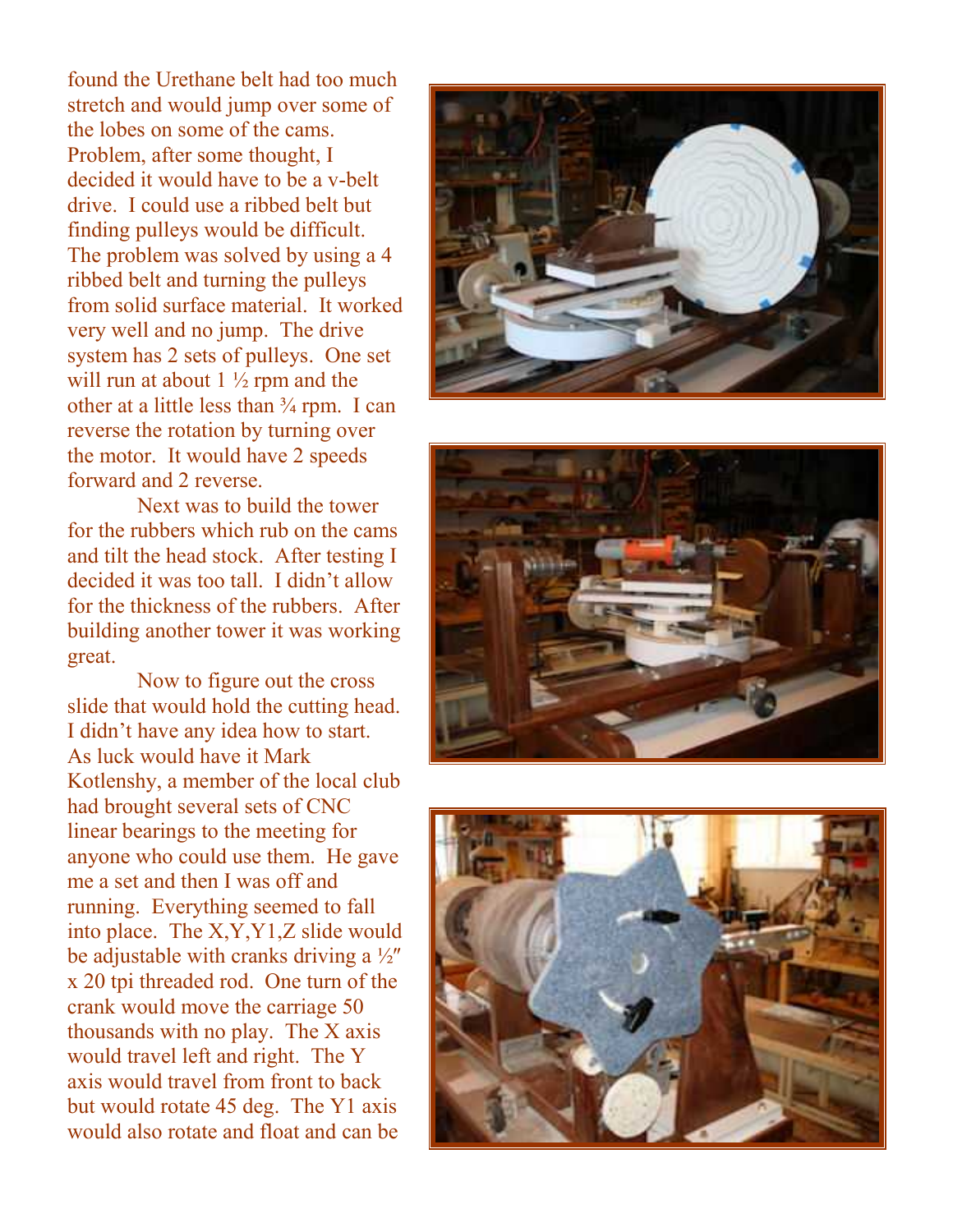found the Urethane belt had too much stretch and would jump over some of the lobes on some of the cams. Problem, after some thought, I decided it would have to be a v-belt drive. I could use a ribbed belt but finding pulleys would be difficult. The problem was solved by using a 4 ribbed belt and turning the pulleys from solid surface material. It worked very well and no jump. The drive system has 2 sets of pulleys. One set will run at about 1 ½ rpm and the other at a little less than ¾ rpm. I can reverse the rotation by turning over the motor. It would have 2 speeds forward and 2 reverse.

Next was to build the tower for the rubbers which rub on the cams and tilt the head stock. After testing I decided it was too tall. I didn't allow for the thickness of the rubbers. After building another tower it was working great.

Now to figure out the cross slide that would hold the cutting head. I didn't have any idea how to start. As luck would have it Mark Kotlenshy, a member of the local club had brought several sets of CNC linear bearings to the meeting for anyone who could use them. He gave me a set and then I was off and running. Everything seemed to fall into place. The X,Y,Y1,Z slide would be adjustable with cranks driving a ½″ x 20 tpi threaded rod. One turn of the crank would move the carriage 50 thousands with no play. The X axis would travel left and right. The Y axis would travel from front to back but would rotate 45 deg. The Y1 axis would also rotate and float and can be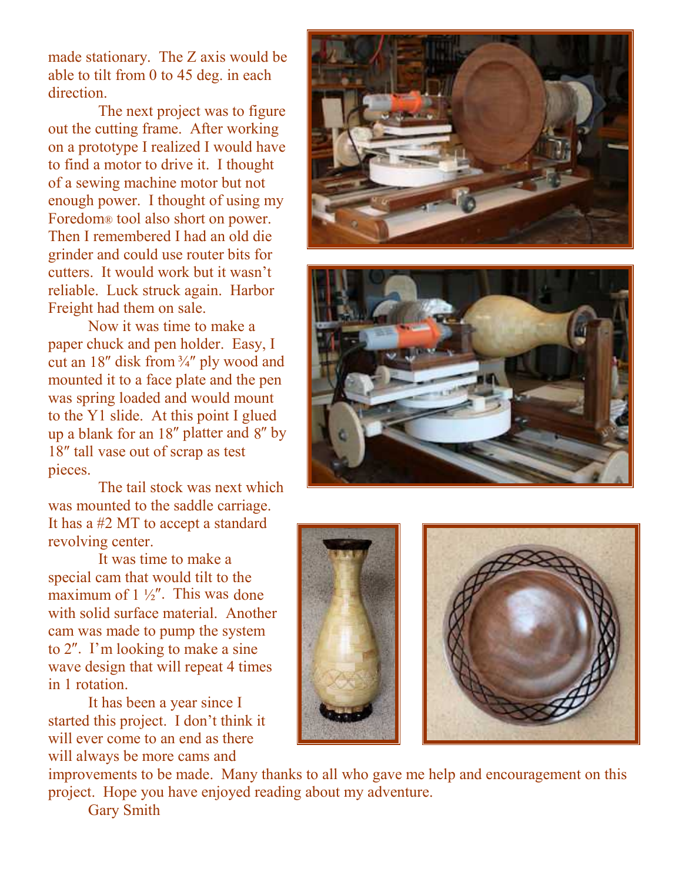made stationary. The Z axis would be able to tilt from 0 to 45 deg. in each direction.

The next project was to figure out the cutting frame. After working on a prototype I realized I would have to find a motor to drive it. I thought of a sewing machine motor but not enough power. I thought of using my Foredom® tool also short on power. Then I remembered I had an old die grinder and could use router bits for cutters. It would work but it wasn't reliable. Luck struck again. Harbor Freight had them on sale.

Now it was time to make a paper chuck and pen holder. Easy, I cut an 18″ disk from ¾″ ply wood and mounted it to a face plate and the pen was spring loaded and would mount to the Y1 slide. At this point I glued up a blank for an 18″ platter and 8″ by 18″ tall vase out of scrap as test pieces.

The tail stock was next which was mounted to the saddle carriage. It has a #2 MT to accept a standard revolving center.

It was time to make a special cam that would tilt to the maximum of 1 ½″. This was done with solid surface material. Another cam was made to pump the system to 2″. I'm looking to make a sine wave design that will repeat 4 times in 1 rotation.

It has been a year since I started this project. I don't think it will ever come to an end as there will always be more cams and improvements to be made. Many thanks to all who gave me help and encouragement on this project. Hope you have enjoyed reading about my adventure.

Gary Smith